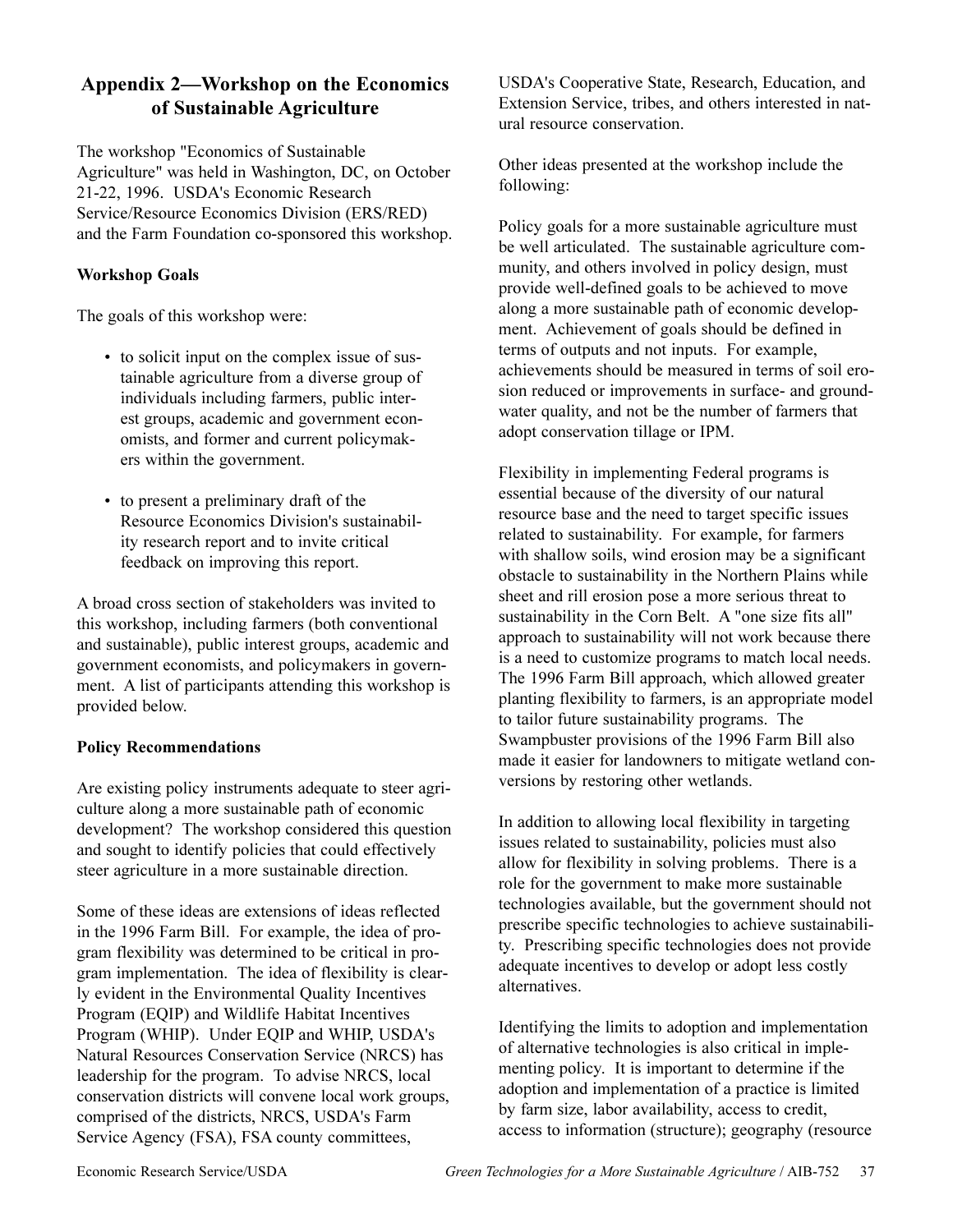## Appendix 2—Workshop on the Economics of Sustainable Agriculture

The workshop "Economics of Sustainable Agriculture" was held in Washington, DC, on October 21-22, 1996. USDA's Economic Research Service/Resource Economics Division (ERS/RED) and the Farm Foundation co-sponsored this workshop.

**Workshop Goals**

The goals of this workshop were:

- to solicit input on the complex issue of sustainable agriculture from a diverse group of individuals including farmers, public interest groups, academic and government economists, and former and current policymakers within the government.
- to present a preliminary draft of the Resource Economics Division's sustainability research report and to invite critical feedback on improving this report.

A broad cross section of stakeholders was invited to this workshop, including farmers (both conventional and sustainable), public interest groups, academic and government economists, and policymakers in government. A list of participants attending this workshop is provided below.

**Policy Recommendations**

Are existing policy instruments adequate to steer agriculture along a more sustainable path of economic development? The workshop considered this question and sought to identify policies that could effectively steer agriculture in a more sustainable direction.

Some of these ideas are extensions of ideas reflected in the 1996 Farm Bill. For example, the idea of program flexibility was determined to be critical in program implementation. The idea of flexibility is clearly evident in the Environmental Quality Incentives Program (EQIP) and Wildlife Habitat Incentives Program (WHIP). Under EQIP and WHIP, USDA's Natural Resources Conservation Service (NRCS) has leadership for the program. To advise NRCS, local conservation districts will convene local work groups, comprised of the districts, NRCS, USDA's Farm Service Agency (FSA), FSA county committees, USDA's Cooperative State, Research, Education, and Extension Service, tribes, and others interested in natural resource conservation.

Other ideas presented at the workshop include the following:

Policy goals for a more sustainable agriculture must be well articulated. The sustainable agriculture community, and others involved in policy design, must provide well-defined goals to be achieved to move along a more sustainable path of economic development. Achievement of goals should be defined in terms of outputs and not inputs. For example, achievements should be measured in terms of soil erosion reduced or improvements in surface- and groundwater quality, and not be the number of farmers that adopt conservation tillage or IPM.

Flexibility in implementing Federal programs is essential because of the diversity of our natural resource base and the need to target specific issues related to sustainability. For example, for farmers with shallow soils, wind erosion may be a significant obstacle to sustainability in the Northern Plains while sheet and rill erosion pose a more serious threat to sustainability in the Corn Belt. A "one size fits all" approach to sustainability will not work because there is a need to customize programs to match local needs. The 1996 Farm Bill approach, which allowed greater planting flexibility to farmers, is an appropriate model to tailor future sustainability programs. The Swampbuster provisions of the 1996 Farm Bill also made it easier for landowners to mitigate wetland conversions by restoring other wetlands.

In addition to allowing local flexibility in targeting issues related to sustainability, policies must also allow for flexibility in solving problems. There is a role for the government to make more sustainable technologies available, but the government should not prescribe specific technologies to achieve sustainability. Prescribing specific technologies does not provide adequate incentives to develop or adopt less costly alternatives.

Identifying the limits to adoption and implementation of alternative technologies is also critical in implementing policy. It is important to determine if the adoption and implementation of a practice is limited by farm size, labor availability, access to credit, access to information (structure); geography (resource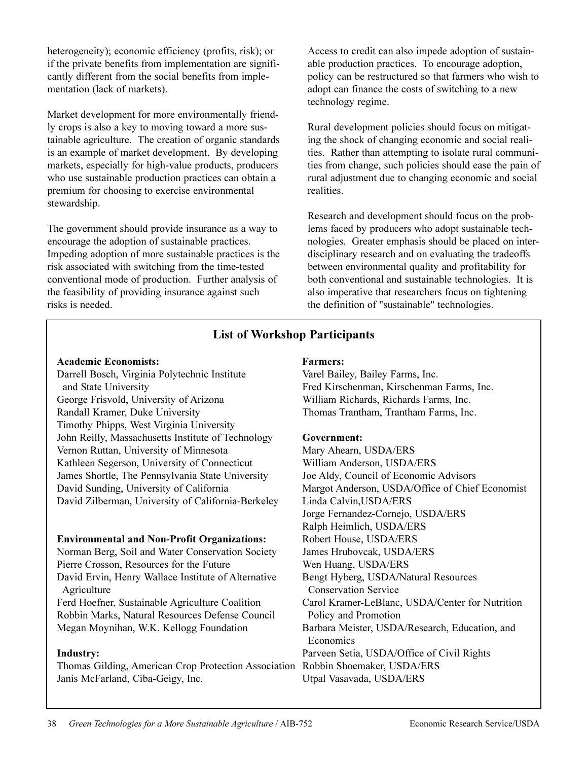heterogeneity); economic efficiency (profits, risk); or if the private benefits from implementation are significantly different from the social benefits from implementation (lack of markets).

Market development for more environmentally friendly crops is also a key to moving toward a more sustainable agriculture. The creation of organic standards is an example of market development. By developing markets, especially for high-value products, producers who use sustainable production practices can obtain a premium for choosing to exercise environmental stewardship.

The government should provide insurance as a way to encourage the adoption of sustainable practices. Impeding adoption of more sustainable practices is the risk associated with switching from the time-tested conventional mode of production. Further analysis of the feasibility of providing insurance against such risks is needed.

Access to credit can also impede adoption of sustainable production practices. To encourage adoption, policy can be restructured so that farmers who wish to adopt can finance the costs of switching to a new technology regime.

Rural development policies should focus on mitigating the shock of changing economic and social realities. Rather than attempting to isolate rural communities from change, such policies should ease the pain of rural adjustment due to changing economic and social realities.

Research and development should focus on the problems faced by producers who adopt sustainable technologies. Greater emphasis should be placed on interdisciplinary research and on evaluating the tradeoffs between environmental quality and profitability for both conventional and sustainable technologies. It is also imperative that researchers focus on tightening the definition of "sustainable" technologies.

## List of Workshop Participants

**Academic Economists:**

Darrell Bosch, Virginia Polytechnic Institute and State University
George Frisvold, University of Arizona
Randall Kramer, Duke University
Timothy Phipps, West Virginia University
John Reilly, Massachusetts Institute of Technology
Vernon Ruttan, University of Minnesota
Kathleen Segerson, University of Connecticut
James Shortle, The Pennsylvania State University
David Sunding, University of California
David Zilberman, University of California-Berkeley

**Environmental and Non-Profit Organizations:**

Norman Berg, Soil and Water Conservation Society
Pierre Crosson, Resources for the Future
David Ervin, Henry Wallace Institute of Alternative Agriculture
Ferd Hoefner, Sustainable Agriculture Coalition
Robbin Marks, Natural Resources Defense Council
Megan Moynihan, W.K. Kellogg Foundation

**Industry:**

Thomas Gilding, American Crop Protection Association
Janis McFarland, Ciba-Geigy, Inc.

**Farmers:**

Varel Bailey, Bailey Farms, Inc.
Fred Kirschenman, Kirschenman Farms, Inc.
William Richards, Richards Farms, Inc.
Thomas Trantham, Trantham Farms, Inc.

**Government:**

Mary Ahearn, USDA/ERS
William Anderson, USDA/ERS
Joe Aldy, Council of Economic Advisors
Margot Anderson, USDA/Office of Chief Economist
Linda Calvin,USDA/ERS
Jorge Fernandez-Cornejo, USDA/ERS
Ralph Heimlich, USDA/ERS
Robert House, USDA/ERS
James Hrubovcak, USDA/ERS
Wen Huang, USDA/ERS
Bengt Hyberg, USDA/Natural Resources Conservation Service
Carol Kramer-LeBlanc, USDA/Center for Nutrition Policy and Promotion
Barbara Meister, USDA/Research, Education, and Economics
Parveen Setia, USDA/Office of Civil Rights
Robbin Shoemaker, USDA/ERS
Utpal Vasavada, USDA/ERS